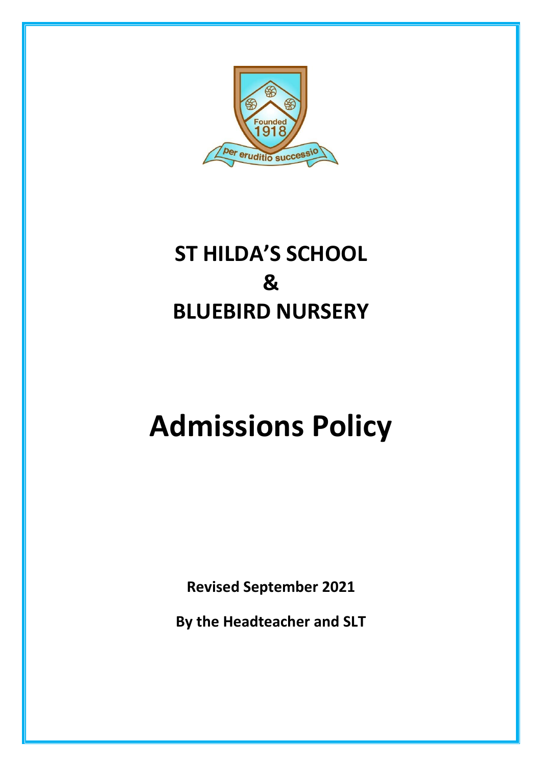# ST HILDA'S SCHOOL
# &
# BLUEBIRD NURSERY

# Admissions Policy

**Revised September 2021**

**By the Headteacher and SLT**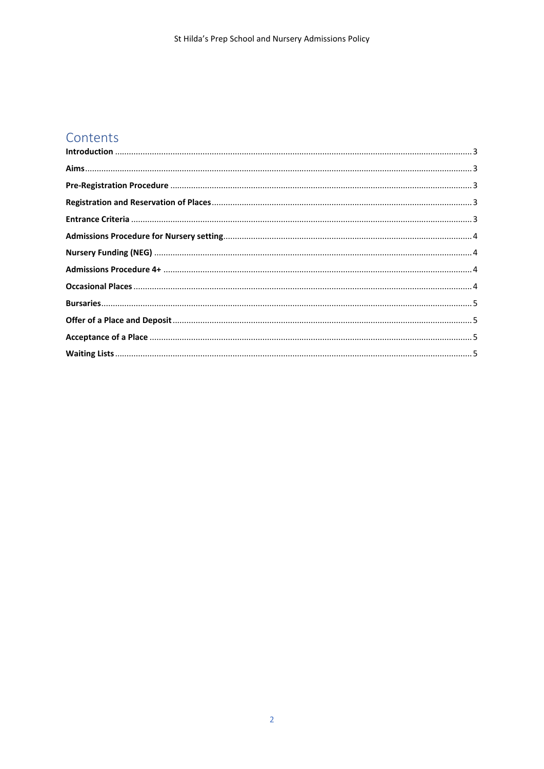## Contents

**Introduction** ........................................................................................................................................ 3

**Aims** ..................................................................................................................................................... 3

**Pre-Registration Procedure** ................................................................................................................. 3

**Registration and Reservation of Places** ............................................................................................... 3

**Entrance Criteria** .................................................................................................................................. 3

**Admissions Procedure for Nursery setting** .......................................................................................... 4

**Nursery Funding (NEG)** ........................................................................................................................ 4

**Admissions Procedure 4+** .................................................................................................................... 4

**Occasional Places** ................................................................................................................................. 4

**Bursaries** .............................................................................................................................................. 5

**Offer of a Place and Deposit** ................................................................................................................ 5

**Acceptance of a Place** .......................................................................................................................... 5

**Waiting Lists** ........................................................................................................................................ 5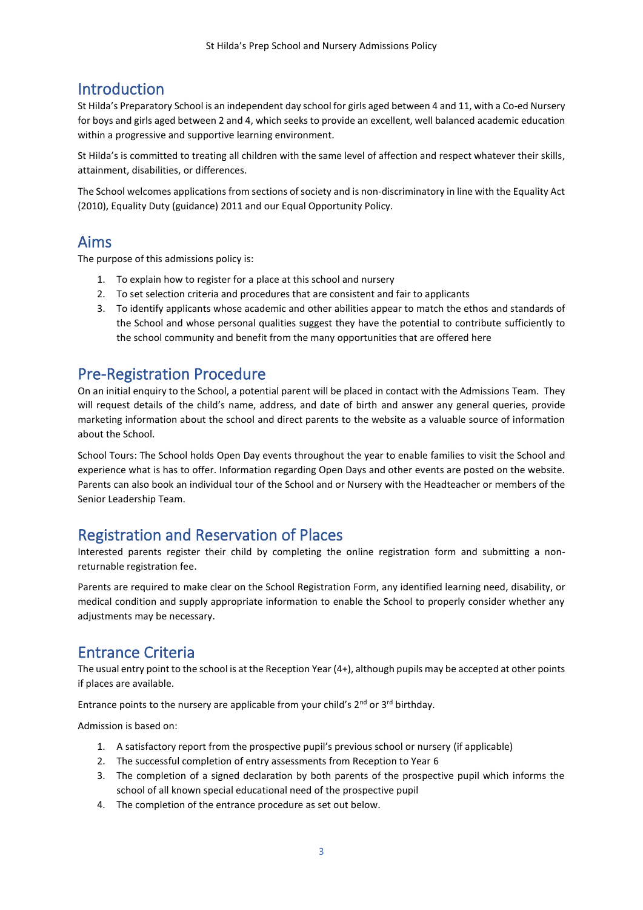## Introduction

St Hilda's Preparatory School is an independent day school for girls aged between 4 and 11, with a Co-ed Nursery for boys and girls aged between 2 and 4, which seeks to provide an excellent, well balanced academic education within a progressive and supportive learning environment.

St Hilda's is committed to treating all children with the same level of affection and respect whatever their skills, attainment, disabilities, or differences.

The School welcomes applications from sections of society and is non-discriminatory in line with the Equality Act (2010), Equality Duty (guidance) 2011 and our Equal Opportunity Policy.

## Aims

The purpose of this admissions policy is:

1. To explain how to register for a place at this school and nursery
2. To set selection criteria and procedures that are consistent and fair to applicants
3. To identify applicants whose academic and other abilities appear to match the ethos and standards of the School and whose personal qualities suggest they have the potential to contribute sufficiently to the school community and benefit from the many opportunities that are offered here

## Pre-Registration Procedure

On an initial enquiry to the School, a potential parent will be placed in contact with the Admissions Team. They will request details of the child's name, address, and date of birth and answer any general queries, provide marketing information about the school and direct parents to the website as a valuable source of information about the School.

School Tours: The School holds Open Day events throughout the year to enable families to visit the School and experience what is has to offer. Information regarding Open Days and other events are posted on the website. Parents can also book an individual tour of the School and or Nursery with the Headteacher or members of the Senior Leadership Team.

## Registration and Reservation of Places

Interested parents register their child by completing the online registration form and submitting a non-returnable registration fee.

Parents are required to make clear on the School Registration Form, any identified learning need, disability, or medical condition and supply appropriate information to enable the School to properly consider whether any adjustments may be necessary.

## Entrance Criteria

The usual entry point to the school is at the Reception Year (4+), although pupils may be accepted at other points if places are available.

Entrance points to the nursery are applicable from your child's 2nd or 3rd birthday.

Admission is based on:

1. A satisfactory report from the prospective pupil's previous school or nursery (if applicable)
2. The successful completion of entry assessments from Reception to Year 6
3. The completion of a signed declaration by both parents of the prospective pupil which informs the school of all known special educational need of the prospective pupil
4. The completion of the entrance procedure as set out below.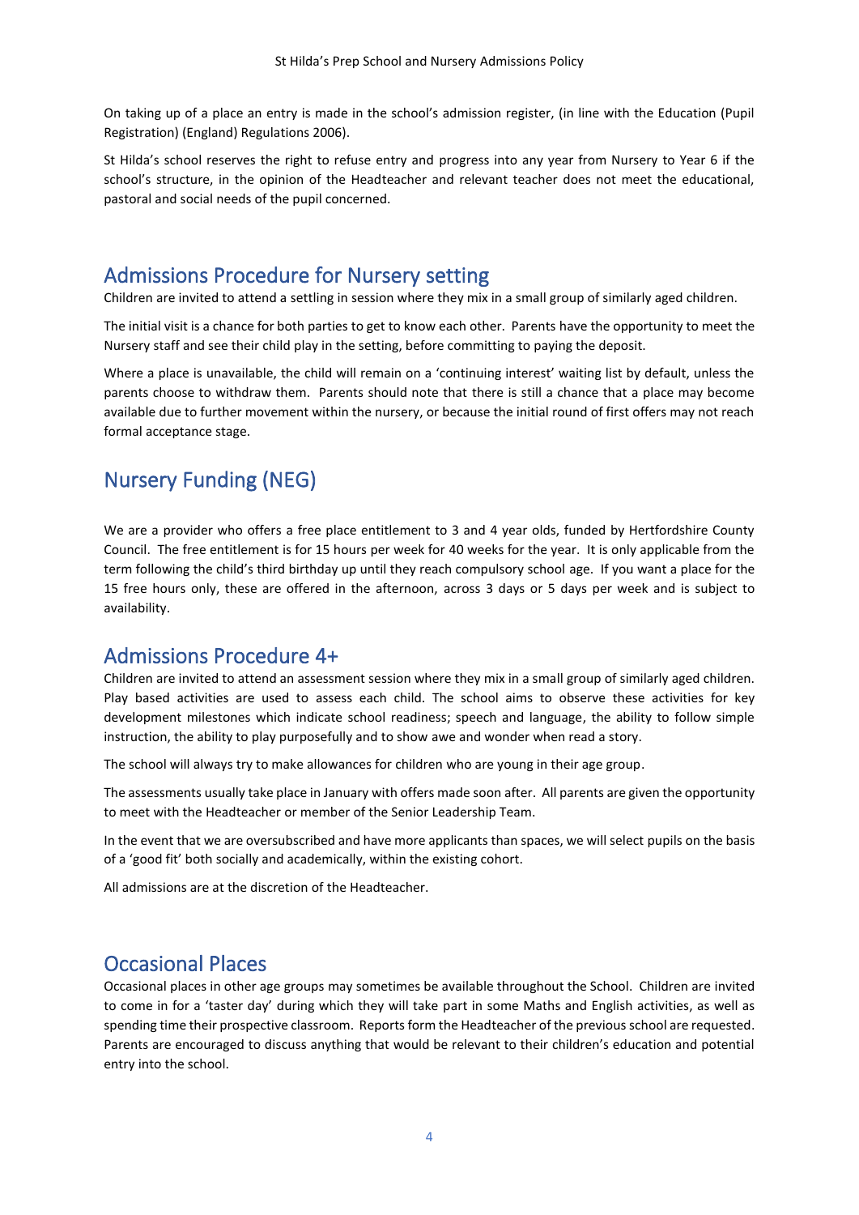On taking up of a place an entry is made in the school's admission register, (in line with the Education (Pupil Registration) (England) Regulations 2006).

St Hilda's school reserves the right to refuse entry and progress into any year from Nursery to Year 6 if the school's structure, in the opinion of the Headteacher and relevant teacher does not meet the educational, pastoral and social needs of the pupil concerned.

## Admissions Procedure for Nursery setting

Children are invited to attend a settling in session where they mix in a small group of similarly aged children.

The initial visit is a chance for both parties to get to know each other. Parents have the opportunity to meet the Nursery staff and see their child play in the setting, before committing to paying the deposit.

Where a place is unavailable, the child will remain on a 'continuing interest' waiting list by default, unless the parents choose to withdraw them. Parents should note that there is still a chance that a place may become available due to further movement within the nursery, or because the initial round of first offers may not reach formal acceptance stage.

## Nursery Funding (NEG)

We are a provider who offers a free place entitlement to 3 and 4 year olds, funded by Hertfordshire County Council. The free entitlement is for 15 hours per week for 40 weeks for the year. It is only applicable from the term following the child's third birthday up until they reach compulsory school age. If you want a place for the 15 free hours only, these are offered in the afternoon, across 3 days or 5 days per week and is subject to availability.

## Admissions Procedure 4+

Children are invited to attend an assessment session where they mix in a small group of similarly aged children. Play based activities are used to assess each child. The school aims to observe these activities for key development milestones which indicate school readiness; speech and language, the ability to follow simple instruction, the ability to play purposefully and to show awe and wonder when read a story.

The school will always try to make allowances for children who are young in their age group.

The assessments usually take place in January with offers made soon after. All parents are given the opportunity to meet with the Headteacher or member of the Senior Leadership Team.

In the event that we are oversubscribed and have more applicants than spaces, we will select pupils on the basis of a 'good fit' both socially and academically, within the existing cohort.

All admissions are at the discretion of the Headteacher.

## Occasional Places

Occasional places in other age groups may sometimes be available throughout the School. Children are invited to come in for a 'taster day' during which they will take part in some Maths and English activities, as well as spending time their prospective classroom. Reports form the Headteacher of the previous school are requested. Parents are encouraged to discuss anything that would be relevant to their children's education and potential entry into the school.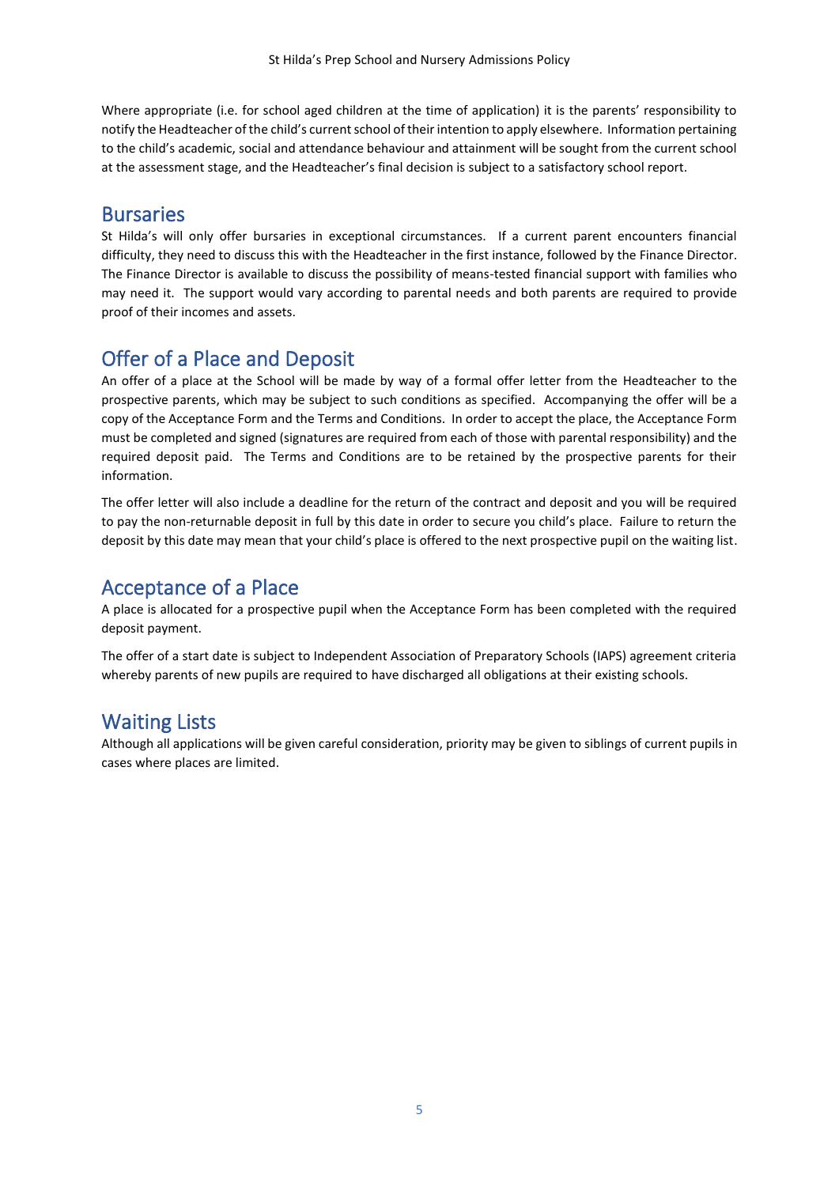Where appropriate (i.e. for school aged children at the time of application) it is the parents' responsibility to notify the Headteacher of the child's current school of their intention to apply elsewhere. Information pertaining to the child's academic, social and attendance behaviour and attainment will be sought from the current school at the assessment stage, and the Headteacher's final decision is subject to a satisfactory school report.

## Bursaries

St Hilda's will only offer bursaries in exceptional circumstances. If a current parent encounters financial difficulty, they need to discuss this with the Headteacher in the first instance, followed by the Finance Director. The Finance Director is available to discuss the possibility of means-tested financial support with families who may need it. The support would vary according to parental needs and both parents are required to provide proof of their incomes and assets.

## Offer of a Place and Deposit

An offer of a place at the School will be made by way of a formal offer letter from the Headteacher to the prospective parents, which may be subject to such conditions as specified. Accompanying the offer will be a copy of the Acceptance Form and the Terms and Conditions. In order to accept the place, the Acceptance Form must be completed and signed (signatures are required from each of those with parental responsibility) and the required deposit paid. The Terms and Conditions are to be retained by the prospective parents for their information.

The offer letter will also include a deadline for the return of the contract and deposit and you will be required to pay the non-returnable deposit in full by this date in order to secure you child's place. Failure to return the deposit by this date may mean that your child's place is offered to the next prospective pupil on the waiting list.

## Acceptance of a Place

A place is allocated for a prospective pupil when the Acceptance Form has been completed with the required deposit payment.

The offer of a start date is subject to Independent Association of Preparatory Schools (IAPS) agreement criteria whereby parents of new pupils are required to have discharged all obligations at their existing schools.

## Waiting Lists

Although all applications will be given careful consideration, priority may be given to siblings of current pupils in cases where places are limited.